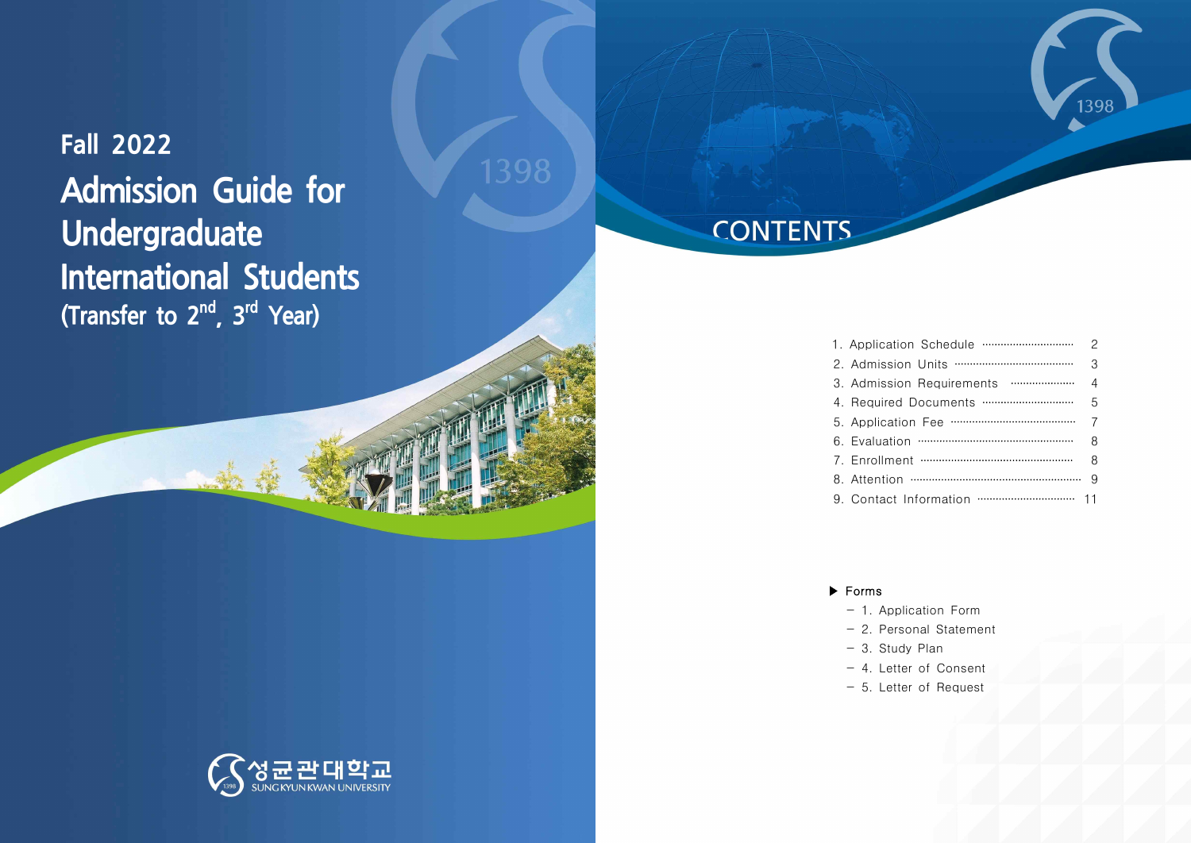Fall 2022

# Admission Guide for Undergraduate International Students

(Transfer to 2nd, 3rd Year)

성균관대학교
SUNGKYUNKWAN UNIVERSITY

## CONTENTS

1. Application Schedule ··· 2
2. Admission Units ··· 3
3. Admission Requirements ··· 4
4. Required Documents ··· 5
5. Application Fee ··· 7
6. Evaluation ··· 8
7. Enrollment ··· 8
8. Attention ··· 9
9. Contact Information ··· 11

▶ Forms

- 1. Application Form
- 2. Personal Statement
- 3. Study Plan
- 4. Letter of Consent
- 5. Letter of Request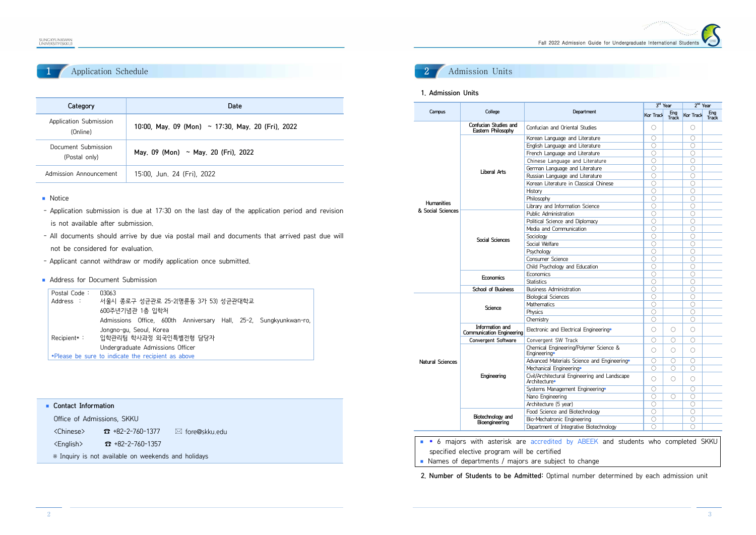## 1 Application Schedule

| Category | Date |
|---|---|
| Application Submission (Online) | 10:00, May. 09 (Mon) ~ 17:30, May. 20 (Fri), 2022 |
| Document Submission (Postal only) | May. 09 (Mon) ~ May. 20 (Fri), 2022 |
| Admission Announcement | 15:00, Jun. 24 (Fri), 2022 |

■ Notice

- Application submission is due at 17:30 on the last day of the application period and revision is not available after submission.
- All documents should arrive by due via postal mail and documents that arrived past due will not be considered for evaluation.
- Applicant cannot withdraw or modify application once submitted.

■ Address for Document Submission

| | |
|---|---|
| Postal Code : | 03063 |
| Address : | 서울시 종로구 성균관로 25-2(명륜동 3가 53) 성균관대학교 600주년기념관 1층 입학처<br>Admissions Office, 600th Anniversary Hall, 25-2, Sungkyunkwan-ro, Jongno-gu, Seoul, Korea |
| Recipient* : | 입학관리팀 학사과정 외국인특별전형 담당자<br>Undergraduate Admissions Officer |

*Please be sure to indicate the recipient as above

■ **Contact Information**

Office of Admissions, SKKU

<Chinese> ☎ +82-2-760-1377 ✉ fore@skku.edu

<English> ☎ +82-2-760-1357

※ Inquiry is not available on weekends and holidays

## 2 Admission Units

### 1. Admission Units

| Campus | College | Department | 3rd Year | | 2nd Year | |
|---|---|---|---|---|---|---|
| | | | Kor Track | Eng Track | Kor Track | Eng Track |
| Humanities & Social Sciences | Confucian Studies and Eastern Philosophy | Confucian and Oriental Studies | ○ | | ○ | |
| | Liberal Arts | Korean Language and Literature | ○ | | ○ | |
| | | English Language and Literature | ○ | | ○ | |
| | | French Language and Literature | ○ | | ○ | |
| | | Chinese Language and Literature | ○ | | ○ | |
| | | German Language and Literature | ○ | | ○ | |
| | | Russian Language and Literature | ○ | | ○ | |
| | | Korean Literature in Classical Chinese | ○ | | ○ | |
| | | History | ○ | | ○ | |
| | | Philosophy | ○ | | ○ | |
| | | Library and Information Science | ○ | | ○ | |
| | Social Sciences | Public Administration | ○ | | ○ | |
| | | Political Science and Diplomacy | ○ | | ○ | |
| | | Media and Communication | ○ | | ○ | |
| | | Sociology | ○ | | ○ | |
| | | Social Welfare | ○ | | ○ | |
| | | Psychology | ○ | | ○ | |
| | | Consumer Science | ○ | | ○ | |
| | | Child Psychology and Education | ○ | | ○ | |
| | Economics | Economics | ○ | | ○ | |
| | | Statistics | ○ | | ○ | |
| | School of Business | Business Administration | ○ | | ○ | |
| Natural Sciences | Science | Biological Sciences | ○ | | ○ | |
| | | Mathematics | ○ | | ○ | |
| | | Physics | ○ | | ○ | |
| | | Chemistry | ○ | | ○ | |
| | Information and Communication Engineering | Electronic and Electrical Engineering* | ○ | ○ | ○ | |
| | Convergent Software | Convergent SW Track | ○ | ○ | ○ | |
| | Engineering | Chemical Engineering/Polymer Science & Engineering* | ○ | ○ | ○ | |
| | | Advanced Materials Science and Engineering* | ○ | ○ | ○ | |
| | | Mechanical Engineering* | ○ | ○ | ○ | |
| | | Civil/Architectural Engineering and Landscape Architecture* | ○ | ○ | ○ | |
| | | Systems Management Engineering* | ○ | | ○ | |
| | | Nano Engineering | ○ | ○ | ○ | |
| | | Architecture (5 year) | ○ | | ○ | |
| | Biotechnology and Bioengineering | Food Science and Biotechnology | ○ | | ○ | |
| | | Bio-Mechatronic Engineering | ○ | | ○ | |
| | | Department of Integrative Biotechnology | ○ | | ○ | |

- * 6 majors with asterisk are accredited by ABEEK and students who completed SKKU specified elective program will be certified
- Names of departments / majors are subject to change

**2. Number of Students to be Admitted:** Optimal number determined by each admission unit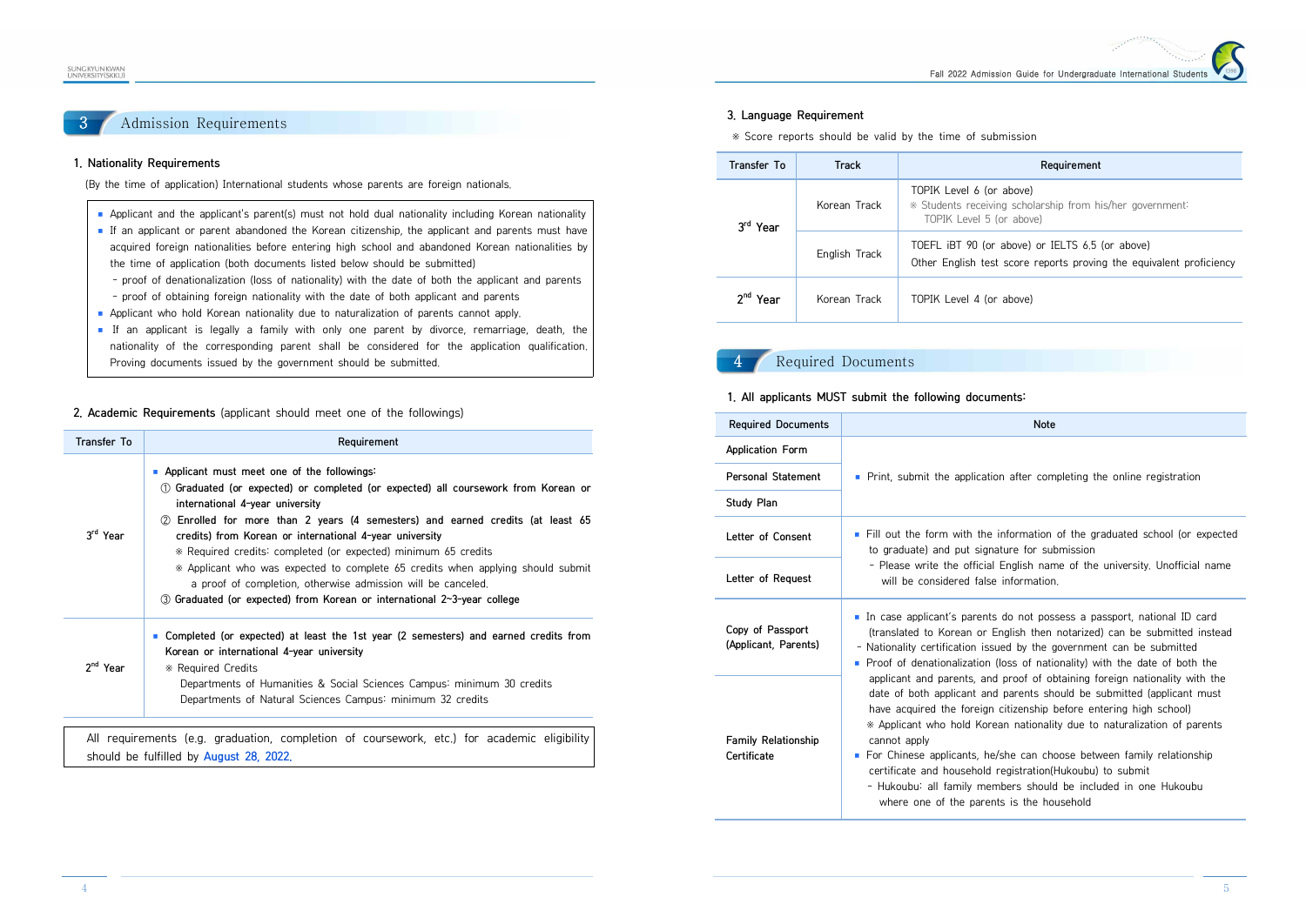## 3 Admission Requirements

### 1. Nationality Requirements

(By the time of application) International students whose parents are foreign nationals.

- Applicant and the applicant's parent(s) must not hold dual nationality including Korean nationality
- If an applicant or parent abandoned the Korean citizenship, the applicant and parents must have acquired foreign nationalities before entering high school and abandoned Korean nationalities by the time of application (both documents listed below should be submitted)
  - proof of denationalization (loss of nationality) with the date of both the applicant and parents
  - proof of obtaining foreign nationality with the date of both applicant and parents
- Applicant who hold Korean nationality due to naturalization of parents cannot apply.
- If an applicant is legally a family with only one parent by divorce, remarriage, death, the nationality of the corresponding parent shall be considered for the application qualification. Proving documents issued by the government should be submitted.

### 2. Academic Requirements (applicant should meet one of the followings)

| Transfer To | Requirement |
|---|---|
| 3rd Year | ■ **Applicant must meet one of the followings:**<br>① **Graduated (or expected) or completed (or expected) all coursework from Korean or international 4-year university**<br>② **Enrolled for more than 2 years (4 semesters) and earned credits (at least 65 credits) from Korean or international 4-year university**<br>※ Required credits: completed (or expected) minimum 65 credits<br>※ Applicant who was expected to complete 65 credits when applying should submit a proof of completion, otherwise admission will be canceled.<br>③ **Graduated (or expected) from Korean or international 2~3-year college** |
| 2nd Year | ■ **Completed (or expected) at least the 1st year (2 semesters) and earned credits from Korean or international 4-year university**<br>※ Required Credits<br>Departments of Humanities & Social Sciences Campus: minimum 30 credits<br>Departments of Natural Sciences Campus: minimum 32 credits |

All requirements (e.g. graduation, completion of coursework, etc.) for academic eligibility should be fulfilled by August 28, 2022.

### 3. Language Requirement

※ Score reports should be valid by the time of submission

| Transfer To | Track | Requirement |
|---|---|---|
| 3rd Year | Korean Track | TOPIK Level 6 (or above)<br>※ Students receiving scholarship from his/her government: TOPIK Level 5 (or above) |
| | English Track | TOEFL iBT 90 (or above) or IELTS 6.5 (or above)<br>Other English test score reports proving the equivalent proficiency |
| 2nd Year | Korean Track | TOPIK Level 4 (or above) |

## 4 Required Documents

### 1. All applicants MUST submit the following documents:

| Required Documents | Note |
|---|---|
| Application Form | ■ Print, submit the application after completing the online registration |
| Personal Statement | |
| Study Plan | |
| Letter of Consent | ■ Fill out the form with the information of the graduated school (or expected to graduate) and put signature for submission<br>- Please write the official English name of the university. Unofficial name will be considered false information. |
| Letter of Request | |
| Copy of Passport (Applicant, Parents) | ■ In case applicant's parents do not possess a passport, national ID card (translated to Korean or English then notarized) can be submitted instead<br>- Nationality certification issued by the government can be submitted |
| Family Relationship Certificate | ■ Proof of denationalization (loss of nationality) with the date of both the applicant and parents, and proof of obtaining foreign nationality with the date of both applicant and parents should be submitted (applicant must have acquired the foreign citizenship before entering high school)<br>※ Applicant who hold Korean nationality due to naturalization of parents cannot apply<br>■ For Chinese applicants, he/she can choose between family relationship certificate and household registration(Hukoubu) to submit<br>- Hukoubu: all family members should be included in one Hukoubu where one of the parents is the household |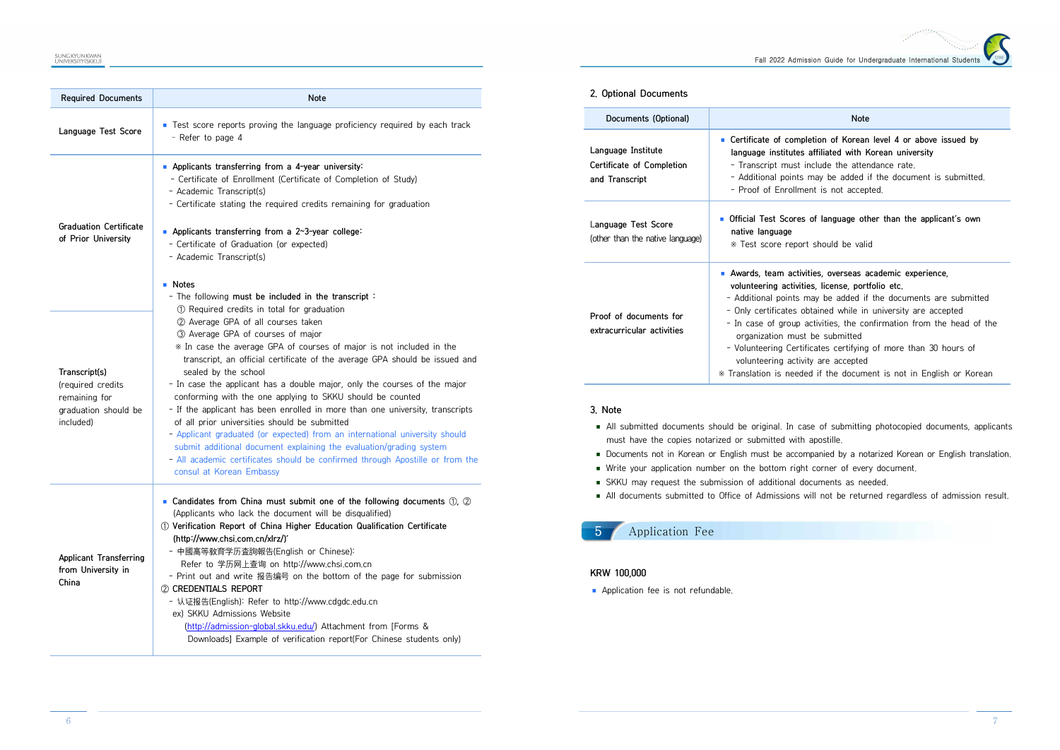| Required Documents | Note |
|---|---|
| Language Test Score | ▪ Test score reports proving the language proficiency required by each track<br>- Refer to page 4 |
| Graduation Certificate of Prior University | ▪ Applicants transferring from a 4-year university:<br>- Certificate of Enrollment (Certificate of Completion of Study)<br>- Academic Transcript(s)<br>- Certificate stating the required credits remaining for graduation<br><br>▪ Applicants transferring from a 2~3-year college:<br>- Certificate of Graduation (or expected)<br>- Academic Transcript(s) |
| Transcript(s) (required credits remaining for graduation should be included) | ▪ Notes<br>- The following **must be included in the transcript** :<br>① Required credits in total for graduation<br>② Average GPA of all courses taken<br>③ Average GPA of courses of major<br>※ In case the average GPA of courses of major is not included in the transcript, an official certificate of the average GPA should be issued and sealed by the school<br>- In case the applicant has a double major, only the courses of the major conforming with the one applying to SKKU should be counted<br>- If the applicant has been enrolled in more than one university, transcripts of all prior universities should be submitted<br>- Applicant graduated (or expected) from an international university should submit additional document explaining the evaluation/grading system<br>- All academic certificates should be confirmed through Apostille or from the consul at Korean Embassy |
| Applicant Transferring from University in China | ▪ **Candidates from China must submit one of the following documents ①, ②** (Applicants who lack the document will be disqualified)<br>① **Verification Report of China Higher Education Qualification Certificate (http://www.chsi.com.cn/xlrz/)**<br>- 中國高等教育学历査詢報告(English or Chinese):<br>Refer to 学历网上查询 on http://www.chsi.com.cn<br>- Print out and write 报告编号 on the bottom of the page for submission<br>② CREDENTIALS REPORT<br>- 认证报告(English): Refer to http://www.cdgdc.edu.cn<br>ex) SKKU Admissions Website (http://admission-global.skku.edu/) Attachment from [Forms & Downloads] Example of verification report(For Chinese students only) |

## 2. Optional Documents

| Documents (Optional) | Note |
|---|---|
| Language Institute Certificate of Completion and Transcript | ▪ **Certificate of completion of Korean level 4 or above issued by language institutes affiliated with Korean university**<br>- Transcript must include the attendance rate.<br>- Additional points may be added if the document is submitted.<br>- Proof of Enrollment is not accepted. |
| Language Test Score (other than the native language) | ▪ **Official Test Scores of language other than the applicant's own native language**<br>※ Test score report should be valid |
| Proof of documents for extracurricular activities | ▪ **Awards, team activities, overseas academic experience, volunteering activities, license, portfolio etc.**<br>- Additional points may be added if the documents are submitted<br>- Only certificates obtained while in university are accepted<br>- In case of group activities, the confirmation from the head of the organization must be submitted<br>- Volunteering Certificates certifying of more than 30 hours of volunteering activity are accepted<br>※ Translation is needed if the document is not in English or Korean |

## 3. Note

- All submitted documents should be original. In case of submitting photocopied documents, applicants must have the copies notarized or submitted with apostille.
- Documents not in Korean or English must be accompanied by a notarized Korean or English translation.
- Write your application number on the bottom right corner of every document.
- SKKU may request the submission of additional documents as needed.
- All documents submitted to Office of Admissions will not be returned regardless of admission result.

# 5 Application Fee

**KRW 100,000**

- Application fee is not refundable.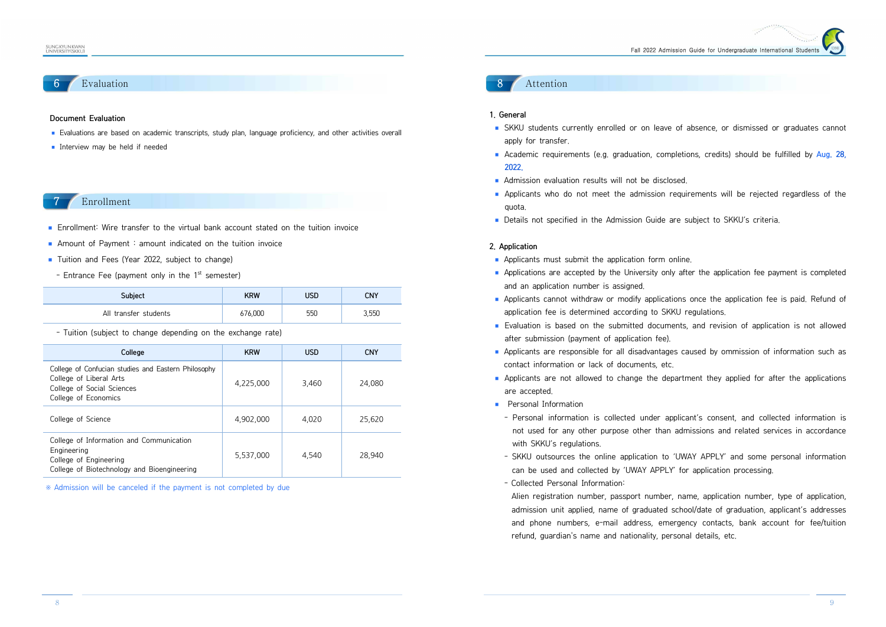## 6 Evaluation

**Document Evaluation**

- Evaluations are based on academic transcripts, study plan, language proficiency, and other activities overall
- Interview may be held if needed

## 7 Enrollment

- Enrollment: Wire transfer to the virtual bank account stated on the tuition invoice
- Amount of Payment : amount indicated on the tuition invoice
- Tuition and Fees (Year 2022, subject to change)
  - Entrance Fee (payment only in the 1st semester)

| Subject | KRW | USD | CNY |
|---|---|---|---|
| All transfer students | 676,000 | 550 | 3,550 |

  - Tuition (subject to change depending on the exchange rate)

| College | KRW | USD | CNY |
|---|---|---|---|
| College of Confucian studies and Eastern Philosophy<br>College of Liberal Arts<br>College of Social Sciences<br>College of Economics | 4,225,000 | 3,460 | 24,080 |
| College of Science | 4,902,000 | 4,020 | 25,620 |
| College of Information and Communication Engineering<br>College of Engineering<br>College of Biotechnology and Bioengineering | 5,537,000 | 4,540 | 28,940 |

※ Admission will be canceled if the payment is not completed by due

## 8 Attention

**1. General**

- SKKU students currently enrolled or on leave of absence, or dismissed or graduates cannot apply for transfer.
- Academic requirements (e.g. graduation, completions, credits) should be fulfilled by Aug. 28, 2022.
- Admission evaluation results will not be disclosed.
- Applicants who do not meet the admission requirements will be rejected regardless of the quota.
- Details not specified in the Admission Guide are subject to SKKU's criteria.

**2. Application**

- Applicants must submit the application form online.
- Applications are accepted by the University only after the application fee payment is completed and an application number is assigned.
- Applicants cannot withdraw or modify applications once the application fee is paid. Refund of application fee is determined according to SKKU regulations.
- Evaluation is based on the submitted documents, and revision of application is not allowed after submission (payment of application fee).
- Applicants are responsible for all disadvantages caused by ommission of information such as contact information or lack of documents, etc.
- Applicants are not allowed to change the department they applied for after the applications are accepted.
- Personal Information
  - Personal information is collected under applicant's consent, and collected information is not used for any other purpose other than admissions and related services in accordance with SKKU's regulations.
  - SKKU outsources the online application to 'UWAY APPLY' and some personal information can be used and collected by 'UWAY APPLY' for application processing.
  - Collected Personal Information:

    Alien registration number, passport number, name, application number, type of application, admission unit applied, name of graduated school/date of graduation, applicant's addresses and phone numbers, e-mail address, emergency contacts, bank account for fee/tuition refund, guardian's name and nationality, personal details, etc.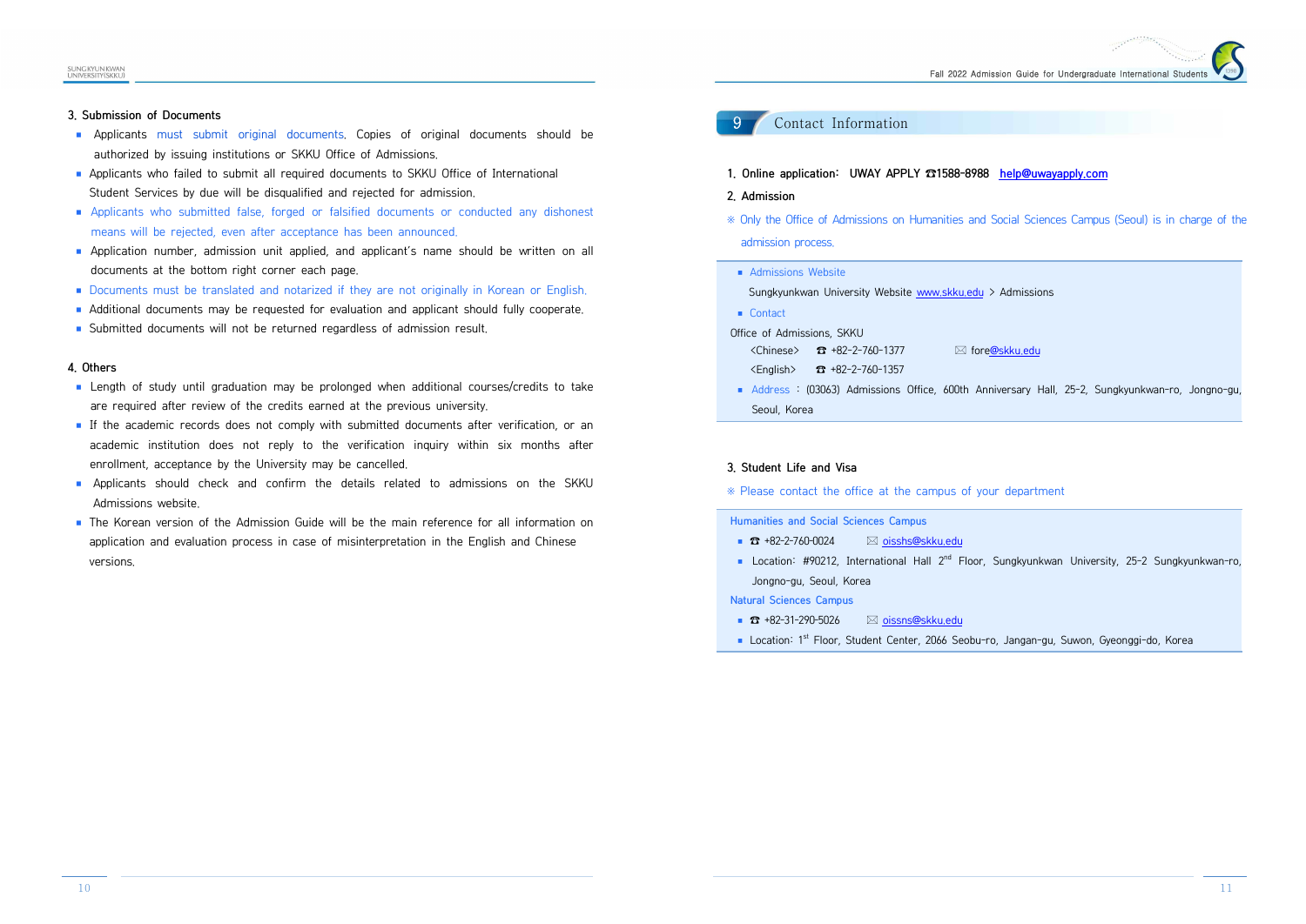### 3. Submission of Documents

- Applicants must submit original documents. Copies of original documents should be authorized by issuing institutions or SKKU Office of Admissions.
- Applicants who failed to submit all required documents to SKKU Office of International Student Services by due will be disqualified and rejected for admission.
- Applicants who submitted false, forged or falsified documents or conducted any dishonest means will be rejected, even after acceptance has been announced.
- Application number, admission unit applied, and applicant's name should be written on all documents at the bottom right corner each page.
- Documents must be translated and notarized if they are not originally in Korean or English.
- Additional documents may be requested for evaluation and applicant should fully cooperate.
- Submitted documents will not be returned regardless of admission result.

### 4. Others

- Length of study until graduation may be prolonged when additional courses/credits to take are required after review of the credits earned at the previous university.
- If the academic records does not comply with submitted documents after verification, or an academic institution does not reply to the verification inquiry within six months after enrollment, acceptance by the University may be cancelled.
- Applicants should check and confirm the details related to admissions on the SKKU Admissions website.
- The Korean version of the Admission Guide will be the main reference for all information on application and evaluation process in case of misinterpretation in the English and Chinese versions.

## 9 Contact Information

**1. Online application: UWAY APPLY ☎1588-8988 help@uwayapply.com**

**2. Admission**

※ Only the Office of Admissions on Humanities and Social Sciences Campus (Seoul) is in charge of the admission process.

- Admissions Website

  Sungkyunkwan University Website www.skku.edu > Admissions
- Contact

Office of Admissions, SKKU

<Chinese> ☎ +82-2-760-1377 ✉ fore@skku.edu

<English> ☎ +82-2-760-1357

- Address : (03063) Admissions Office, 600th Anniversary Hall, 25-2, Sungkyunkwan-ro, Jongno-gu, Seoul, Korea

**3. Student Life and Visa**

※ Please contact the office at the campus of your department

Humanities and Social Sciences Campus

- ☎ +82-2-760-0024 ✉ oissh[s@skku.edu](mailto:oisshs@skku.edu)
- Location: #90212, International Hall 2nd Floor, Sungkyunkwan University, 25-2 Sungkyunkwan-ro, Jongno-gu, Seoul, Korea

Natural Sciences Campus

- ☎ +82-31-290-5026 ✉ oissns@skku.edu
- Location: 1st Floor, Student Center, 2066 Seobu-ro, Jangan-gu, Suwon, Gyeonggi-do, Korea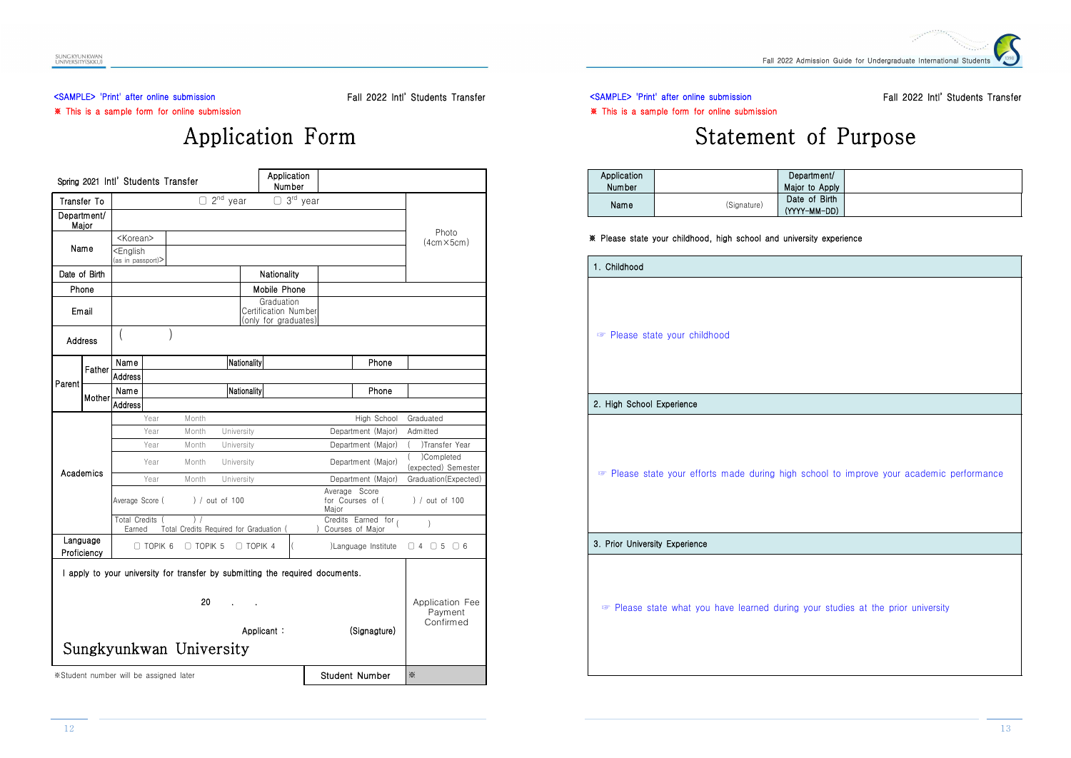<SAMPLE> 'Print' after online submission

※ This is a sample form for online submission

Fall 2022 Intl' Students Transfer

# Application Form

| Spring 2021 Intl' Students Transfer | | | Application Number | | |
|---|---|---|---|---|---|
| Transfer To | ☐ 2nd year ☐ 3rd year | | | | Photo (4cm×5cm) |
| Department/ Major | | | | | |
| Name | <Korean> | | | | |
| | <English (as in passport)> | | | | |
| Date of Birth | | | Nationality | | |
| Phone | | | Mobile Phone | | |
| Email | | | Graduation Certification Number (only for graduates) | | |
| Address | (　　　　) | | | | |

| Parent | | | | | |
|---|---|---|---|---|---|
| Father | Name | | Nationality | Phone | |
| | Address | | | | |
| Mother | Name | | Nationality | Phone | |
| | Address | | | | |

| Academics | | | |
|---|---|---|---|
| | Year Month | High School | Graduated |
| | Year Month University | Department (Major) | Admitted |
| | Year Month University | Department (Major) | ( )Transfer Year |
| | Year Month University | Department (Major) | ( )Completed (expected) Semester |
| | Year Month University | Department (Major) | Graduation(Expected) |
| | Average Score ( ) / out of 100 | Average Score for Courses of ( ) Major | ( ) / out of 100 |
| | Total Credits Earned ( ) / Total Credits Required for Graduation ( ) | Credits Earned for Courses of Major | ( ) |
| Language Proficiency | ☐ TOPIK 6 ☐ TOPIK 5 ☐ TOPIK 4 | ( )Language Institute | ☐ 4 ☐ 5 ☐ 6 |

| | |
|---|---|
| I apply to your university for transfer by submitting the required documents.<br><br>20 . .<br><br>Applicant : (Signagture)<br><br>Sungkyunkwan University | Application Fee Payment Confirmed |
| ※Student number will be assigned later — Student Number | ※ |

<SAMPLE> 'Print' after online submission

※ This is a sample form for online submission

Fall 2022 Intl' Students Transfer

# Statement of Purpose

| Application Number | | Department/ Major to Apply | |
|---|---|---|---|
| Name | (Signature) | Date of Birth (YYYY-MM-DD) | |

※ Please state your childhood, high school and university experience

| 1. Childhood |
|---|
| ☞ Please state your childhood |

| 2. High School Experience |
|---|
| ☞ Please state your efforts made during high school to improve your academic performance |

| 3. Prior University Experience |
|---|
| ☞ Please state what you have learned during your studies at the prior university |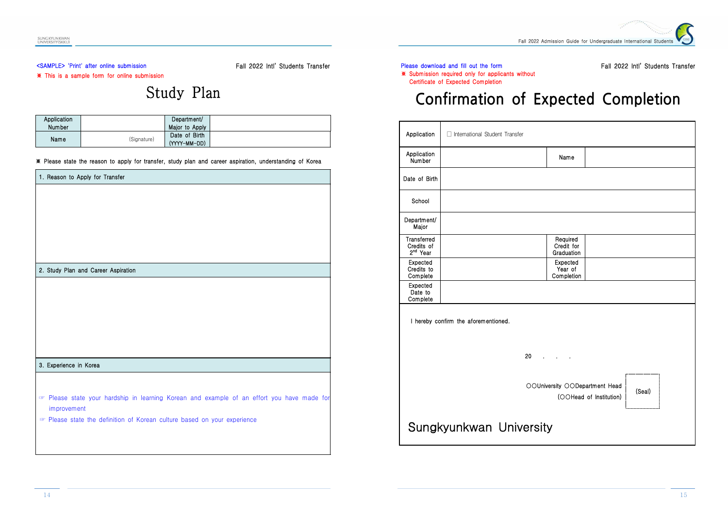<SAMPLE> 'Print' after online submission

※ This is a sample form for online submission

Fall 2022 Intl' Students Transfer

# Study Plan

| Application Number | | Department/ Major to Apply | |
|---|---|---|---|
| Name | (Signature) | Date of Birth (YYYY-MM-DD) | |

※ Please state the reason to apply for transfer, study plan and career aspiration, understanding of Korea

| 1. Reason to Apply for Transfer |
|---|
| |

| 2. Study Plan and Career Aspiration |
|---|
| |

| 3. Experience in Korea |
|---|
| ☞ Please state your hardship in learning Korean and example of an effort you have made for improvement<br>☞ Please state the definition of Korean culture based on your experience |

Please download and fill out the form

※ Submission required only for applicants without Certificate of Expected Completion

Fall 2022 Intl' Students Transfer

# Confirmation of Expected Completion

| Application | ☐ International Student Transfer | | |
|---|---|---|---|
| Application Number | | Name | |
| Date of Birth | | | |
| School | | | |
| Department/ Major | | | |
| Transferred Credits of 2nd Year | | Required Credit for Graduation | |
| Expected Credits to Complete | | Expected Year of Completion | |
| Expected Date to Complete | | | |

I hereby confirm the aforementioned.

20 . . .

○○University ○○Department Head

(○○Head of Institution)

(Seal)

Sungkyunkwan University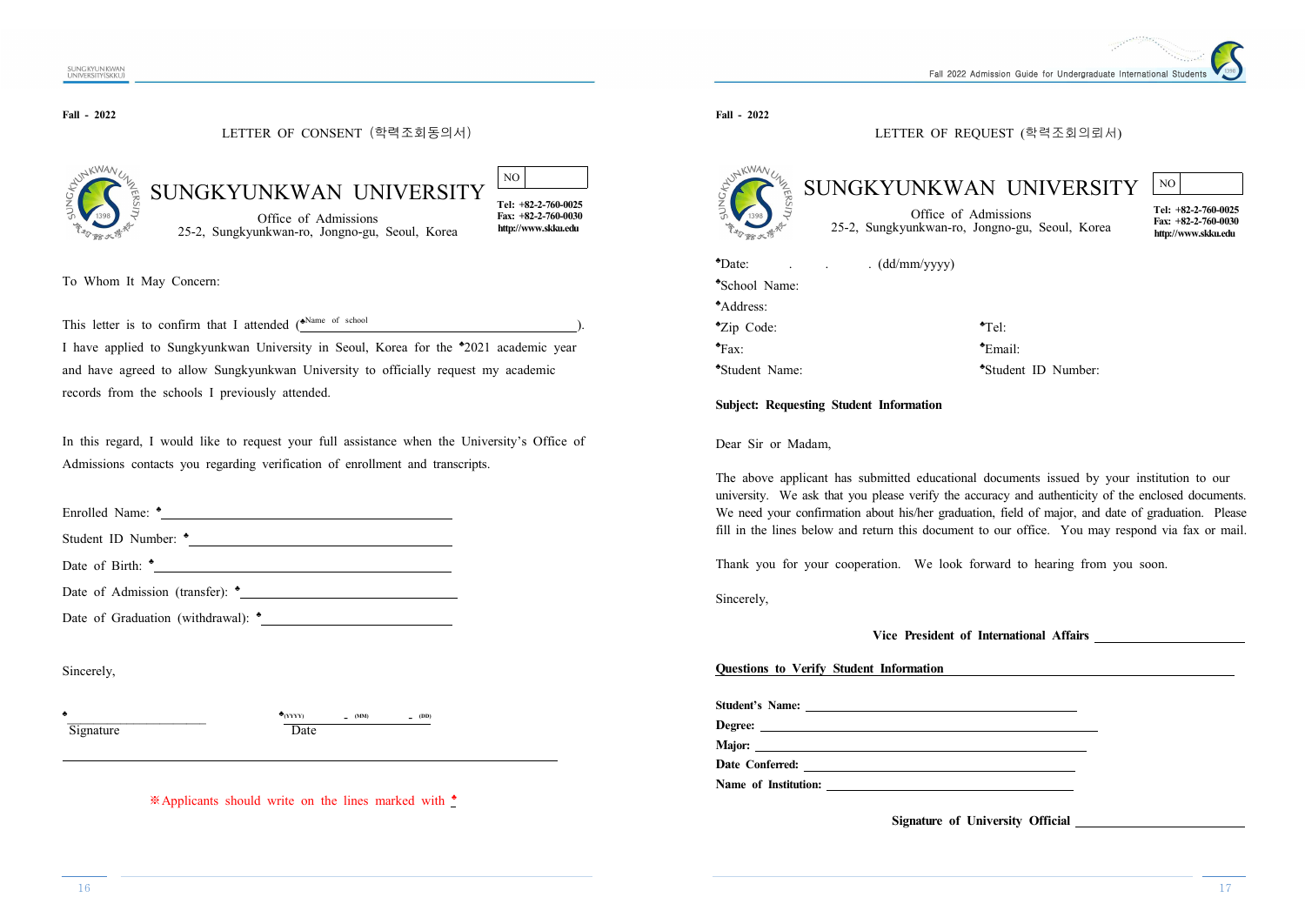Fall - 2022

## LETTER OF CONSENT (학력조회동의서)

# SUNGKYUNKWAN UNIVERSITY

Office of Admissions
25-2, Sungkyunkwan-ro, Jongno-gu, Seoul, Korea

| NO | |
|---|---|

Tel: +82-2-760-0025
Fax: +82-2-760-0030
http://www.skku.edu

To Whom It May Concern:

This letter is to confirm that I attended (♣Name of school ____________________________).
I have applied to Sungkyunkwan University in Seoul, Korea for the ♣2021 academic year and have agreed to allow Sungkyunkwan University to officially request my academic records from the schools I previously attended.

In this regard, I would like to request your full assistance when the University's Office of Admissions contacts you regarding verification of enrollment and transcripts.

Enrolled Name: ♣ ____________________________

Student ID Number: ♣ ____________________________

Date of Birth: ♣ ____________________________

Date of Admission (transfer): ♣ ____________________________

Date of Graduation (withdrawal): ♣ ____________________________

Sincerely,

♣ ____________________ Signature

♣(YYYY) - (MM) - (DD) Date

※Applicants should write on the lines marked with ♣

Fall - 2022

## LETTER OF REQUEST (학력조회의뢰서)

# SUNGKYUNKWAN UNIVERSITY

Office of Admissions
25-2, Sungkyunkwan-ro, Jongno-gu, Seoul, Korea

| NO | |
|---|---|

Tel: +82-2-760-0025
Fax: +82-2-760-0030
http://www.skku.edu

♣Date: . . . (dd/mm/yyyy)

♣School Name:

♣Address:

♣Zip Code: ♣Tel:

♣Fax: ♣Email:

♣Student Name: ♣Student ID Number:

**Subject: Requesting Student Information**

Dear Sir or Madam,

The above applicant has submitted educational documents issued by your institution to our university. We ask that you please verify the accuracy and authenticity of the enclosed documents. We need your confirmation about his/her graduation, field of major, and date of graduation. Please fill in the lines below and return this document to our office. You may respond via fax or mail.

Thank you for your cooperation. We look forward to hearing from you soon.

Sincerely,

**Vice President of International Affairs** ____________________

**Questions to Verify Student Information**

**Student's Name:** ____________________________

**Degree:** ____________________________

**Major:** ____________________________

**Date Conferred:** ____________________________

**Name of Institution:** ____________________________

**Signature of University Official** ____________________